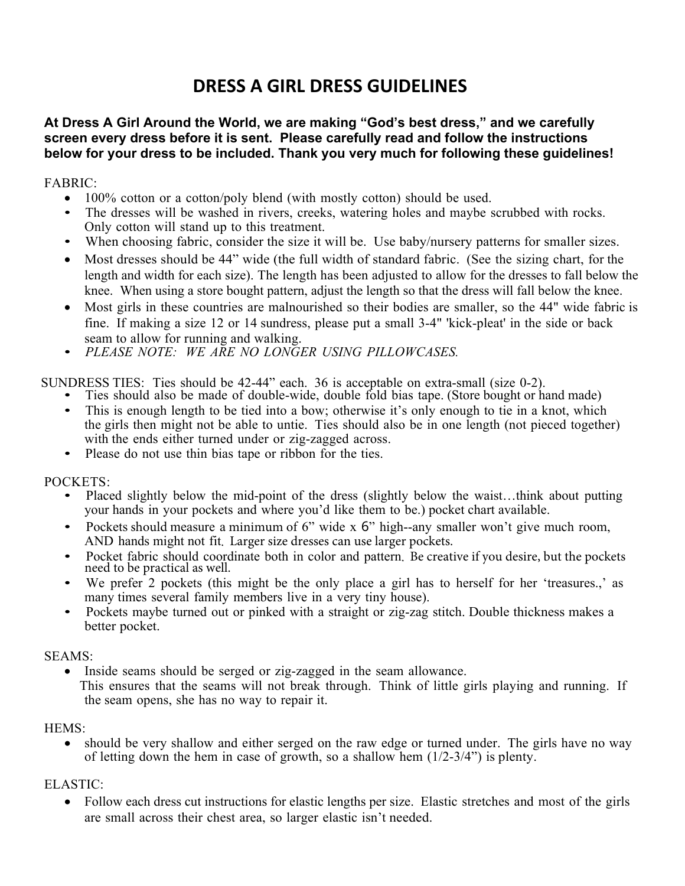# DRESS A GIRL DRESS GUIDELINES

**At Dress A Girl Around the World, we are making "God's best dress," and we carefully screen every dress before it is sent. Please carefully read and follow the instructions below for your dress to be included. Thank you very much for following these guidelines!**

FABRIC:

- 100% cotton or a cotton/poly blend (with mostly cotton) should be used.
- The dresses will be washed in rivers, creeks, watering holes and maybe scrubbed with rocks. Only cotton will stand up to this treatment.
- When choosing fabric, consider the size it will be. Use baby/nursery patterns for smaller sizes.
- Most dresses should be 44" wide (the full width of standard fabric. (See the sizing chart, for the length and width for each size). The length has been adjusted to allow for the dresses to fall below the knee. When using a store bought pattern, adjust the length so that the dress will fall below the knee.
- Most girls in these countries are malnourished so their bodies are smaller, so the 44" wide fabric is fine. If making a size 12 or 14 sundress, please put a small 3-4" 'kick-pleat' in the side or back seam to allow for running and walking.
- *PLEASE NOTE: WE ARE NO LONGER USING PILLOWCASES.*

SUNDRESS TIES: Ties should be 42-44" each. 36 is acceptable on extra-small (size 0-2).

- Ties should also be made of double-wide, double fold bias tape. (Store bought or hand made)
- This is enough length to be tied into a bow; otherwise it's only enough to tie in a knot, which the girls then might not be able to untie. Ties should also be in one length (not pieced together) with the ends either turned under or zig-zagged across.
- Please do not use thin bias tape or ribbon for the ties.

POCKETS:

- Placed slightly below the mid-point of the dress (slightly below the waist…think about putting your hands in your pockets and where you'd like them to be.) pocket chart available.
- Pockets should measure a minimum of 6" wide x 6" high--any smaller won't give much room, AND hands might not fit. Larger size dresses can use larger pockets.
- Pocket fabric should coordinate both in color and pattern. Be creative if you desire, but the pockets need to be practical as well.
- We prefer 2 pockets (this might be the only place a girl has to herself for her 'treasures.,' as many times several family members live in a very tiny house).
- Pockets maybe turned out or pinked with a straight or zig-zag stitch. Double thickness makes a better pocket.

SEAMS:

- Inside seams should be serged or zig-zagged in the seam allowance.
  This ensures that the seams will not break through. Think of little girls playing and running. If the seam opens, she has no way to repair it.

HEMS:

- should be very shallow and either serged on the raw edge or turned under. The girls have no way of letting down the hem in case of growth, so a shallow hem (1/2-3/4") is plenty.

ELASTIC:

- Follow each dress cut instructions for elastic lengths per size. Elastic stretches and most of the girls are small across their chest area, so larger elastic isn't needed.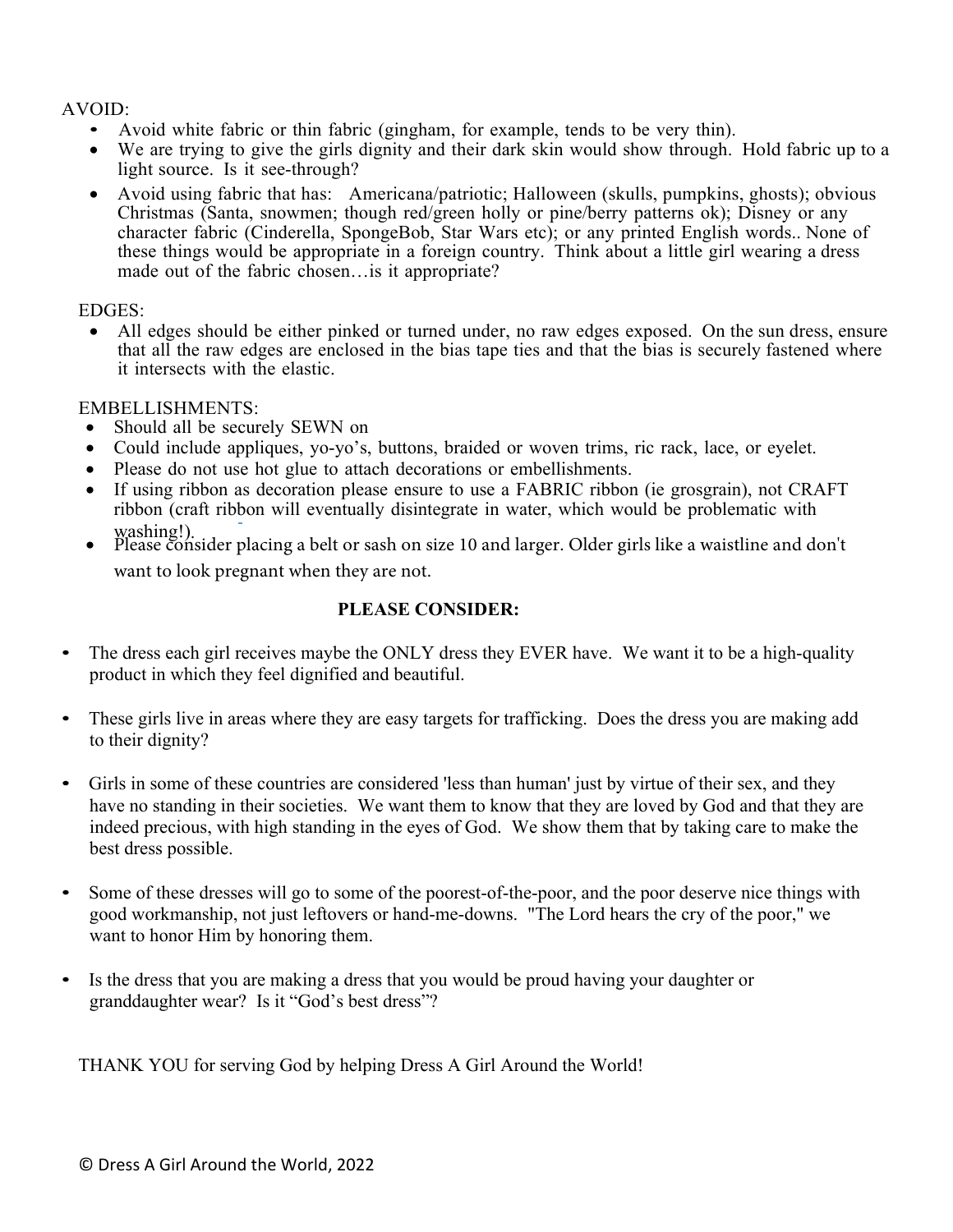AVOID:

- Avoid white fabric or thin fabric (gingham, for example, tends to be very thin).
- We are trying to give the girls dignity and their dark skin would show through. Hold fabric up to a light source. Is it see-through?
- Avoid using fabric that has: Americana/patriotic; Halloween (skulls, pumpkins, ghosts); obvious Christmas (Santa, snowmen; though red/green holly or pine/berry patterns ok); Disney or any character fabric (Cinderella, SpongeBob, Star Wars etc); or any printed English words.. None of these things would be appropriate in a foreign country. Think about a little girl wearing a dress made out of the fabric chosen…is it appropriate?

EDGES:

- All edges should be either pinked or turned under, no raw edges exposed. On the sun dress, ensure that all the raw edges are enclosed in the bias tape ties and that the bias is securely fastened where it intersects with the elastic.

EMBELLISHMENTS:

- Should all be securely SEWN on
- Could include appliques, yo-yo's, buttons, braided or woven trims, ric rack, lace, or eyelet.
- Please do not use hot glue to attach decorations or embellishments.
- If using ribbon as decoration please ensure to use a FABRIC ribbon (ie grosgrain), not CRAFT ribbon (craft ribbon will eventually disintegrate in water, which would be problematic with washing!).
- Please consider placing a belt or sash on size 10 and larger. Older girls like a waistline and don't want to look pregnant when they are not.

**PLEASE CONSIDER:**

- The dress each girl receives maybe the ONLY dress they EVER have. We want it to be a high-quality product in which they feel dignified and beautiful.
- These girls live in areas where they are easy targets for trafficking. Does the dress you are making add to their dignity?
- Girls in some of these countries are considered 'less than human' just by virtue of their sex, and they have no standing in their societies. We want them to know that they are loved by God and that they are indeed precious, with high standing in the eyes of God. We show them that by taking care to make the best dress possible.
- Some of these dresses will go to some of the poorest-of-the-poor, and the poor deserve nice things with good workmanship, not just leftovers or hand-me-downs. "The Lord hears the cry of the poor," we want to honor Him by honoring them.
- Is the dress that you are making a dress that you would be proud having your daughter or granddaughter wear? Is it "God's best dress"?

THANK YOU for serving God by helping Dress A Girl Around the World!

© Dress A Girl Around the World, 2022